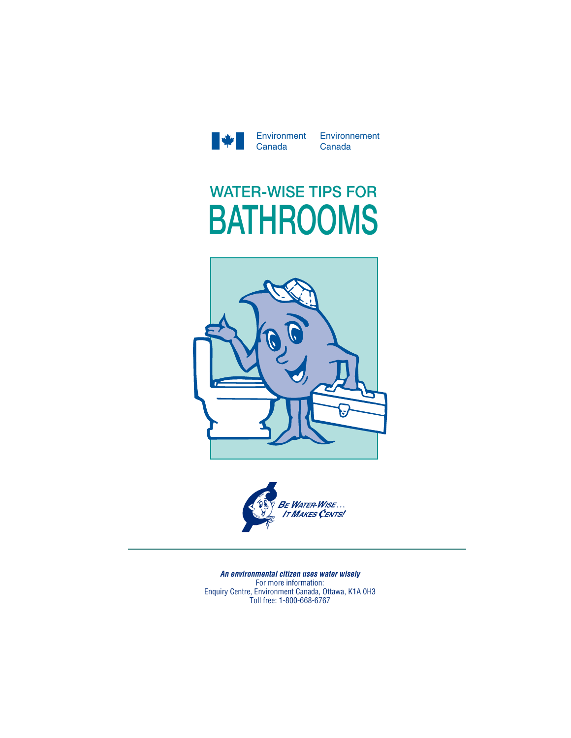Environment Canada Environnement Canada

# WATER-WISE TIPS FOR BATHROOMS

BE WATER-WISE… IT MAKES CENTS!

***An environmental citizen uses water wisely***

For more information:
Enquiry Centre, Environment Canada, Ottawa, K1A 0H3
Toll free: 1-800-668-6767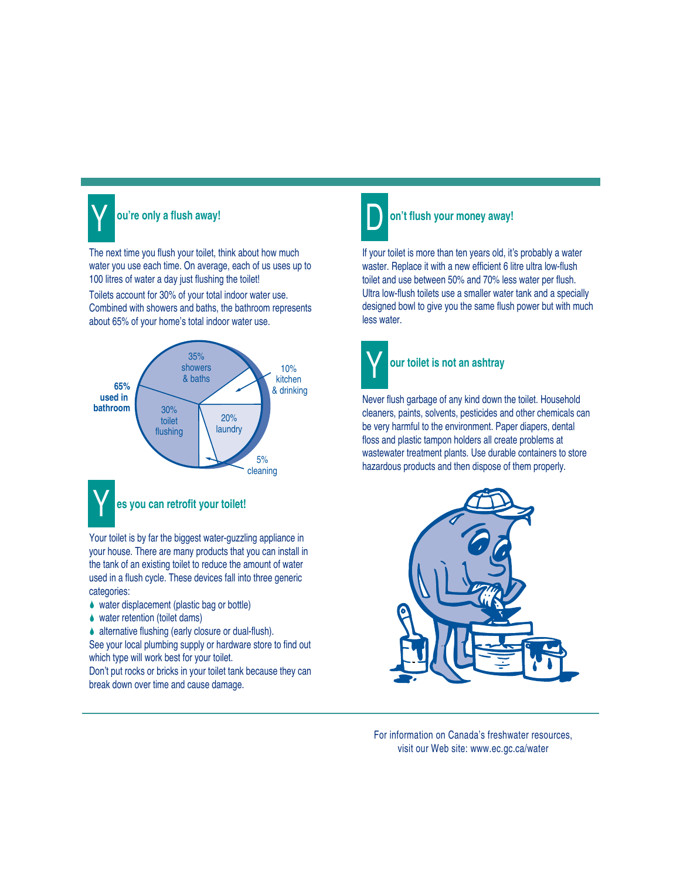## You're only a flush away!

The next time you flush your toilet, think about how much water you use each time. On average, each of us uses up to 100 litres of water a day just flushing the toilet!

Toilets account for 30% of your total indoor water use. Combined with showers and baths, the bathroom represents about 65% of your home's total indoor water use.

65% used in bathroom

35% showers & baths

10% kitchen & drinking

30% toilet flushing

20% laundry

5% cleaning

## Yes you can retrofit your toilet!

Your toilet is by far the biggest water-guzzling appliance in your house. There are many products that you can install in the tank of an existing toilet to reduce the amount of water used in a flush cycle. These devices fall into three generic categories:

- water displacement (plastic bag or bottle)
- water retention (toilet dams)
- alternative flushing (early closure or dual-flush).

See your local plumbing supply or hardware store to find out which type will work best for your toilet.

Don't put rocks or bricks in your toilet tank because they can break down over time and cause damage.

## Don't flush your money away!

If your toilet is more than ten years old, it's probably a water waster. Replace it with a new efficient 6 litre ultra low-flush toilet and use between 50% and 70% less water per flush. Ultra low-flush toilets use a smaller water tank and a specially designed bowl to give you the same flush power but with much less water.

## Your toilet is not an ashtray

Never flush garbage of any kind down the toilet. Household cleaners, paints, solvents, pesticides and other chemicals can be very harmful to the environment. Paper diapers, dental floss and plastic tampon holders all create problems at wastewater treatment plants. Use durable containers to store hazardous products and then dispose of them properly.

For information on Canada's freshwater resources, visit our Web site: www.ec.gc.ca/water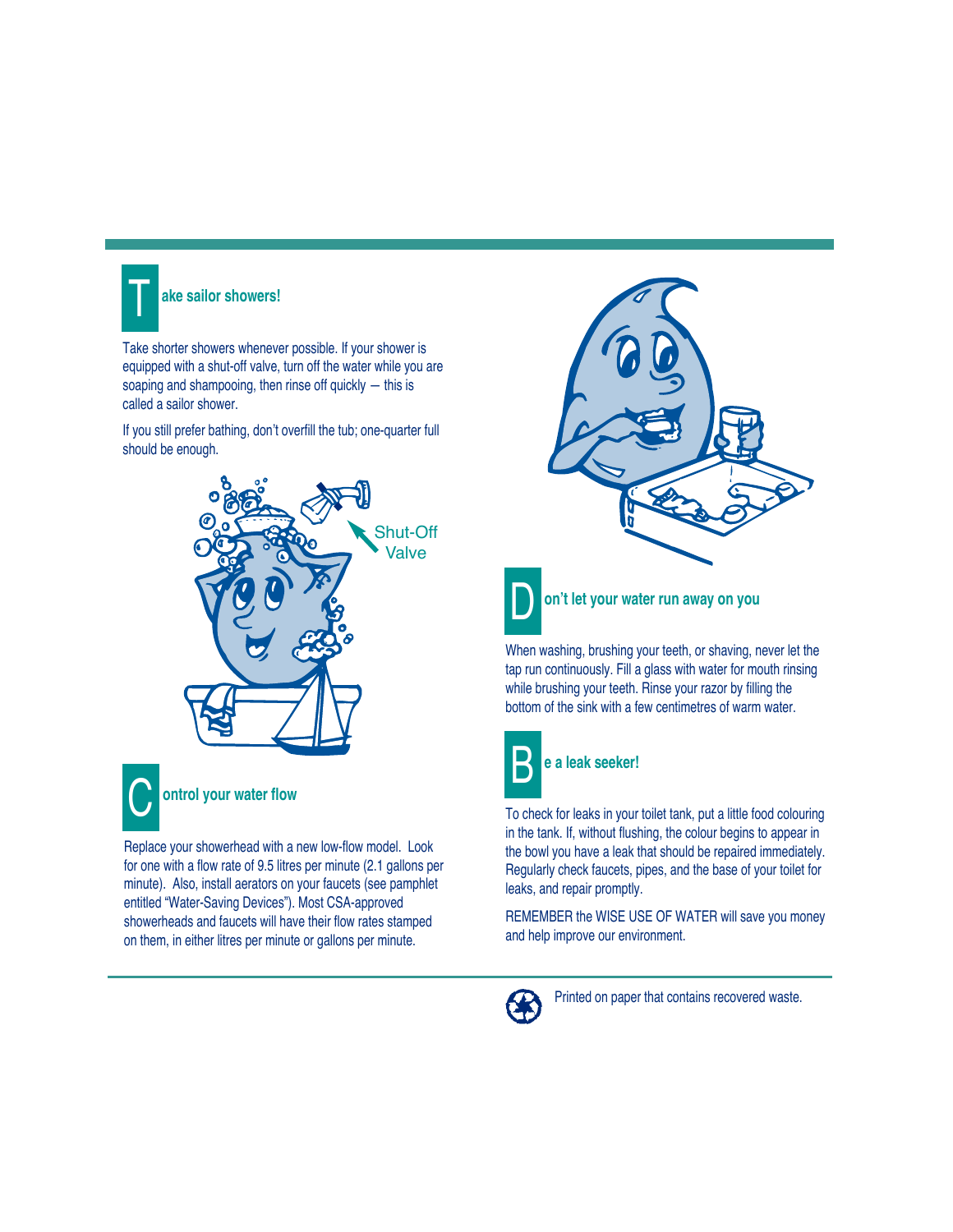## Take sailor showers!

Take shorter showers whenever possible. If your shower is equipped with a shut-off valve, turn off the water while you are soaping and shampooing, then rinse off quickly — this is called a sailor shower.

If you still prefer bathing, don't overfill the tub; one-quarter full should be enough.

Shut-Off Valve

## Control your water flow

Replace your showerhead with a new low-flow model. Look for one with a flow rate of 9.5 litres per minute (2.1 gallons per minute). Also, install aerators on your faucets (see pamphlet entitled "Water-Saving Devices"). Most CSA-approved showerheads and faucets will have their flow rates stamped on them, in either litres per minute or gallons per minute.

## Don't let your water run away on you

When washing, brushing your teeth, or shaving, never let the tap run continuously. Fill a glass with water for mouth rinsing while brushing your teeth. Rinse your razor by filling the bottom of the sink with a few centimetres of warm water.

## Be a leak seeker!

To check for leaks in your toilet tank, put a little food colouring in the tank. If, without flushing, the colour begins to appear in the bowl you have a leak that should be repaired immediately. Regularly check faucets, pipes, and the base of your toilet for leaks, and repair promptly.

REMEMBER the WISE USE OF WATER will save you money and help improve our environment.

Printed on paper that contains recovered waste.